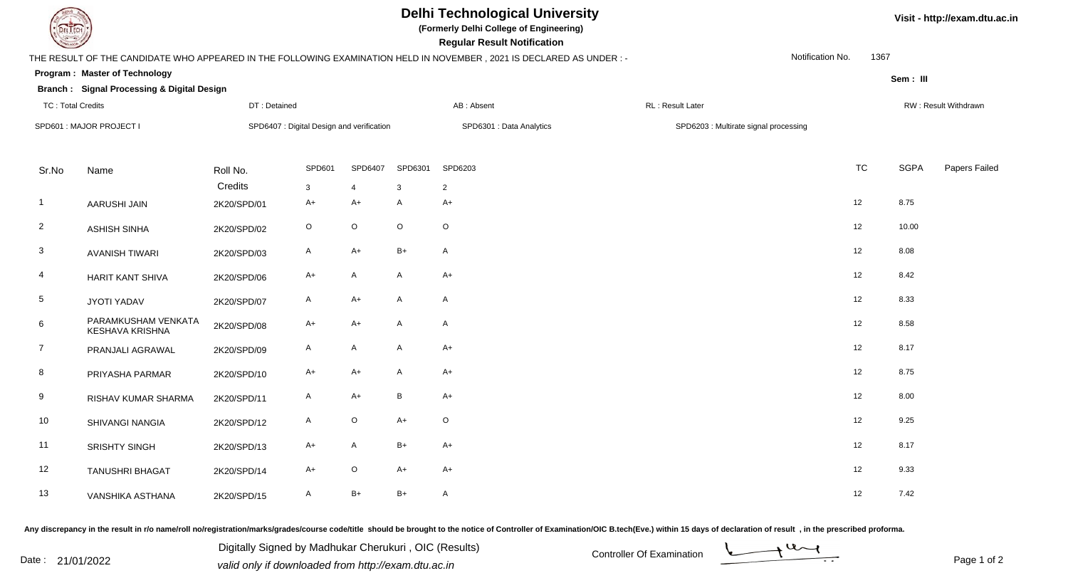# Delhi Technological University

**(Formerly Delhi College of Engineering)**

**Regular Result Notification**

Visit - http://exam.dtu.ac.in

THE RESULT OF THE CANDIDATE WHO APPEARED IN THE FOLLOWING EXAMINATION HELD IN NOVEMBER , 2021 IS DECLARED AS UNDER : -

Notification No. 1367

**Program : Master of Technology**

**Sem : III**

**Branch : Signal Processing & Digital Design**

TC : Total Credits | DT : Detained | AB : Absent | RL : Result Later | RW : Result Withdrawn

SPD601 : MAJOR PROJECT I | SPD6407 : Digital Design and verification | SPD6301 : Data Analytics | SPD6203 : Multirate signal processing

| Sr.No | Name | Roll No. | SPD601 | SPD6407 | SPD6301 | SPD6203 | TC | SGPA | Papers Failed |
|---|---|---|---|---|---|---|---|---|---|
| | | Credits | 3 | 4 | 3 | 2 | | | |
| 1 | AARUSHI JAIN | 2K20/SPD/01 | A+ | A+ | A | A+ | 12 | 8.75 | |
| 2 | ASHISH SINHA | 2K20/SPD/02 | O | O | O | O | 12 | 10.00 | |
| 3 | AVANISH TIWARI | 2K20/SPD/03 | A | A+ | B+ | A | 12 | 8.08 | |
| 4 | HARIT KANT SHIVA | 2K20/SPD/06 | A+ | A | A | A+ | 12 | 8.42 | |
| 5 | JYOTI YADAV | 2K20/SPD/07 | A | A+ | A | A | 12 | 8.33 | |
| 6 | PARAMKUSHAM VENKATA KESHAVA KRISHNA | 2K20/SPD/08 | A+ | A+ | A | A | 12 | 8.58 | |
| 7 | PRANJALI AGRAWAL | 2K20/SPD/09 | A | A | A | A+ | 12 | 8.17 | |
| 8 | PRIYASHA PARMAR | 2K20/SPD/10 | A+ | A+ | A | A+ | 12 | 8.75 | |
| 9 | RISHAV KUMAR SHARMA | 2K20/SPD/11 | A | A+ | B | A+ | 12 | 8.00 | |
| 10 | SHIVANGI NANGIA | 2K20/SPD/12 | A | O | A+ | O | 12 | 9.25 | |
| 11 | SRISHTY SINGH | 2K20/SPD/13 | A+ | A | B+ | A+ | 12 | 8.17 | |
| 12 | TANUSHRI BHAGAT | 2K20/SPD/14 | A+ | O | A+ | A+ | 12 | 9.33 | |
| 13 | VANSHIKA ASTHANA | 2K20/SPD/15 | A | B+ | B+ | A | 12 | 7.42 | |

**Any discrepancy in the result in r/o name/roll no/registration/marks/grades/course code/title should be brought to the notice of Controller of Examination/OIC B.tech(Eve.) within 15 days of declaration of result , in the prescribed proforma.**

Date : 21/01/2022

Digitally Signed by Madhukar Cherukuri , OIC (Results)

*valid only if downloaded from http://exam.dtu.ac.in*

Controller Of Examination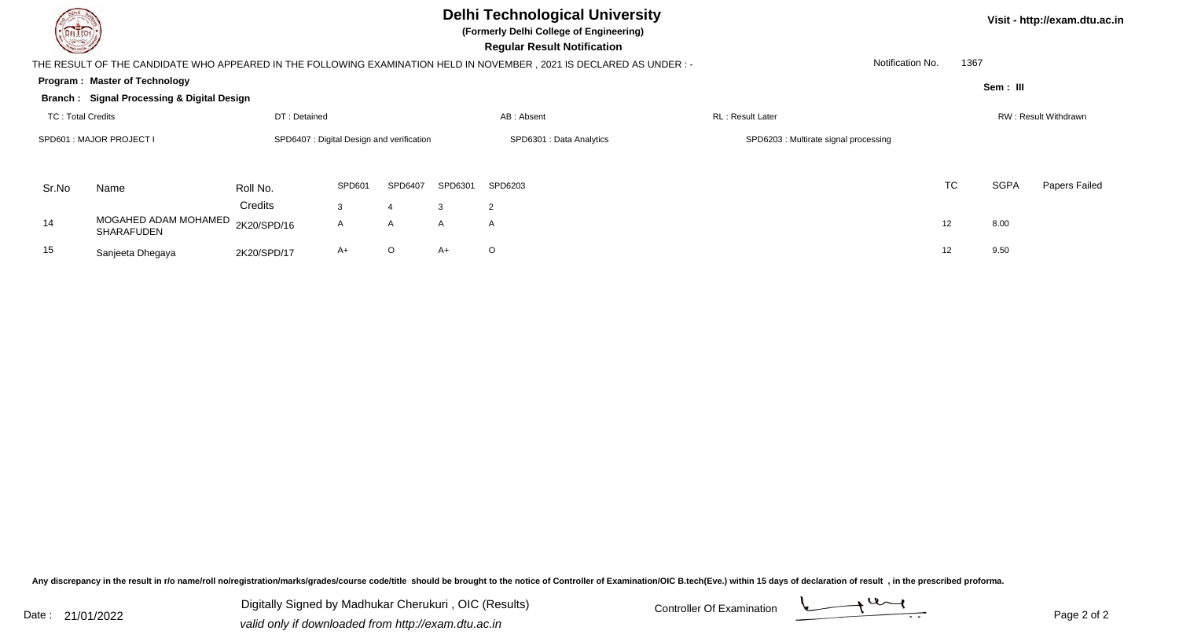# Delhi Technological University

**(Formerly Delhi College of Engineering)**

**Regular Result Notification**

Visit - http://exam.dtu.ac.in

THE RESULT OF THE CANDIDATE WHO APPEARED IN THE FOLLOWING EXAMINATION HELD IN NOVEMBER , 2021 IS DECLARED AS UNDER : -

Notification No. 1367

**Program : Master of Technology**

**Sem : III**

**Branch : Signal Processing & Digital Design**

TC : Total Credits | DT : Detained | AB : Absent | RL : Result Later | RW : Result Withdrawn

SPD601 : MAJOR PROJECT I | SPD6407 : Digital Design and verification | SPD6301 : Data Analytics | SPD6203 : Multirate signal processing

| Sr.No | Name | Roll No. | SPD601 | SPD6407 | SPD6301 | SPD6203 | TC | SGPA | Papers Failed |
|---|---|---|---|---|---|---|---|---|---|
| | | Credits | 3 | 4 | 3 | 2 | | | |
| 14 | MOGAHED ADAM MOHAMED SHARAFUDEN | 2K20/SPD/16 | A | A | A | A | 12 | 8.00 | |
| 15 | Sanjeeta Dhegaya | 2K20/SPD/17 | A+ | O | A+ | O | 12 | 9.50 | |

Any discrepancy in the result in r/o name/roll no/registration/marks/grades/course code/title should be brought to the notice of Controller of Examination/OIC B.tech(Eve.) within 15 days of declaration of result , in the prescribed proforma.

Date : 21/01/2022

Digitally Signed by Madhukar Cherukuri , OIC (Results)

*valid only if downloaded from http://exam.dtu.ac.in*

Controller Of Examination